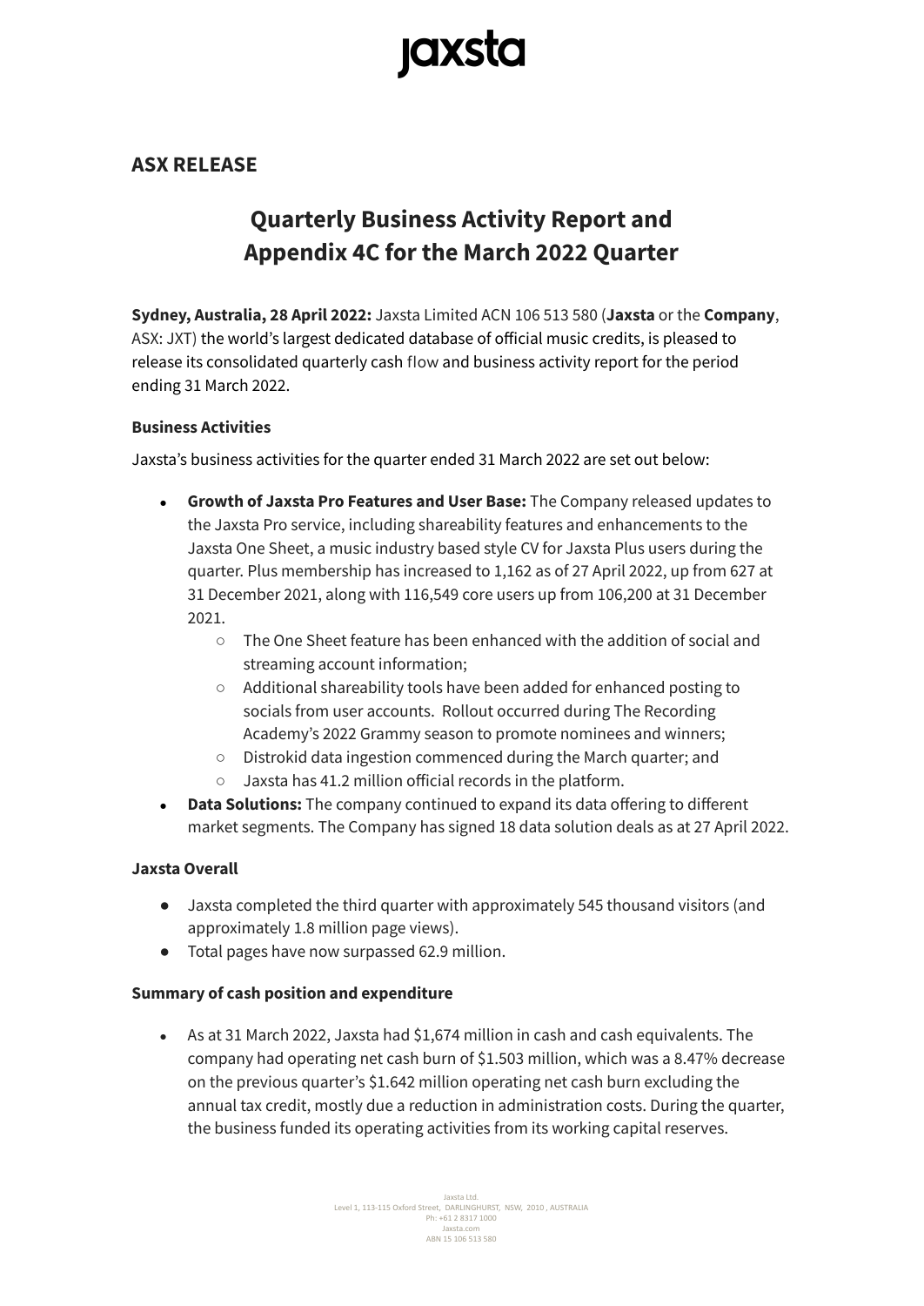# jaxsta

## ASX RELEASE

# Quarterly Business Activity Report and Appendix 4C for the March 2022 Quarter

**Sydney, Australia, 28 April 2022:** Jaxsta Limited ACN 106 513 580 (**Jaxsta** or the **Company**, ASX: JXT) the world's largest dedicated database of official music credits, is pleased to release its consolidated quarterly cash flow and business activity report for the period ending 31 March 2022.

### Business Activities

Jaxsta's business activities for the quarter ended 31 March 2022 are set out below:

- **Growth of Jaxsta Pro Features and User Base:** The Company released updates to the Jaxsta Pro service, including shareability features and enhancements to the Jaxsta One Sheet, a music industry based style CV for Jaxsta Plus users during the quarter. Plus membership has increased to 1,162 as of 27 April 2022, up from 627 at 31 December 2021, along with 116,549 core users up from 106,200 at 31 December 2021.
  - The One Sheet feature has been enhanced with the addition of social and streaming account information;
  - Additional shareability tools have been added for enhanced posting to socials from user accounts. Rollout occurred during The Recording Academy's 2022 Grammy season to promote nominees and winners;
  - Distrokid data ingestion commenced during the March quarter; and
  - Jaxsta has 41.2 million official records in the platform.
- **Data Solutions:** The company continued to expand its data offering to different market segments. The Company has signed 18 data solution deals as at 27 April 2022.

### Jaxsta Overall

- Jaxsta completed the third quarter with approximately 545 thousand visitors (and approximately 1.8 million page views).
- Total pages have now surpassed 62.9 million.

### Summary of cash position and expenditure

- As at 31 March 2022, Jaxsta had $1,674 million in cash and cash equivalents. The company had operating net cash burn of $1.503 million, which was a 8.47% decrease on the previous quarter's $1.642 million operating net cash burn excluding the annual tax credit, mostly due a reduction in administration costs. During the quarter, the business funded its operating activities from its working capital reserves.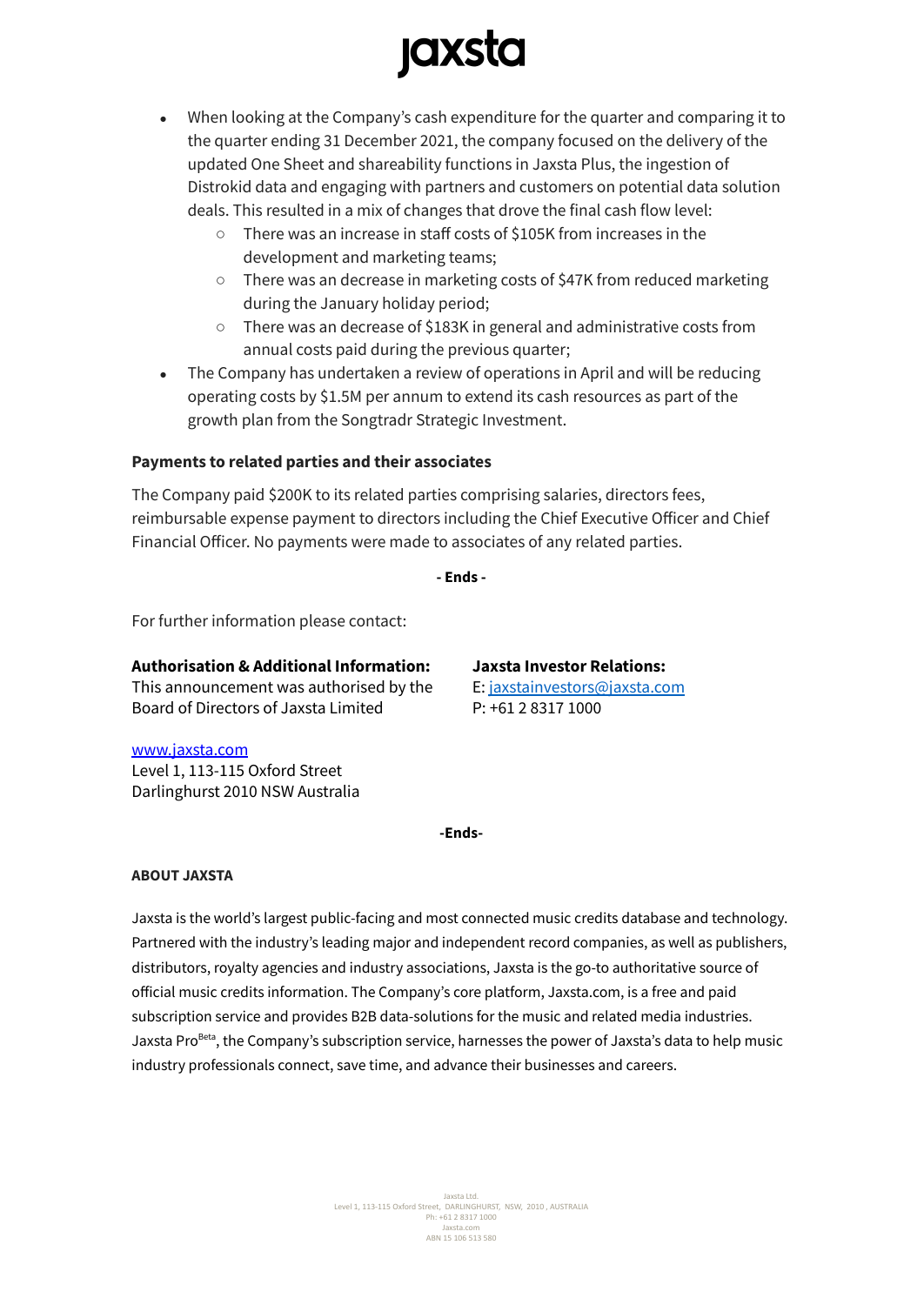- When looking at the Company's cash expenditure for the quarter and comparing it to the quarter ending 31 December 2021, the company focused on the delivery of the updated One Sheet and shareability functions in Jaxsta Plus, the ingestion of Distrokid data and engaging with partners and customers on potential data solution deals. This resulted in a mix of changes that drove the final cash flow level:
  - There was an increase in staff costs of $105K from increases in the development and marketing teams;
  - There was an decrease in marketing costs of $47K from reduced marketing during the January holiday period;
  - There was an decrease of $183K in general and administrative costs from annual costs paid during the previous quarter;
- The Company has undertaken a review of operations in April and will be reducing operating costs by $1.5M per annum to extend its cash resources as part of the growth plan from the Songtradr Strategic Investment.

**Payments to related parties and their associates**

The Company paid $200K to its related parties comprising salaries, directors fees, reimbursable expense payment to directors including the Chief Executive Officer and Chief Financial Officer. No payments were made to associates of any related parties.

**- Ends -**

For further information please contact:

**Authorisation & Additional Information:**
This announcement was authorised by the Board of Directors of Jaxsta Limited

**Jaxsta Investor Relations:**
E: jaxstainvestors@jaxsta.com
P: +61 2 8317 1000

www.jaxsta.com
Level 1, 113-115 Oxford Street
Darlinghurst 2010 NSW Australia

**-Ends-**

**ABOUT JAXSTA**

Jaxsta is the world's largest public-facing and most connected music credits database and technology. Partnered with the industry's leading major and independent record companies, as well as publishers, distributors, royalty agencies and industry associations, Jaxsta is the go-to authoritative source of official music credits information. The Company's core platform, Jaxsta.com, is a free and paid subscription service and provides B2B data-solutions for the music and related media industries. Jaxsta Pro[Beta], the Company's subscription service, harnesses the power of Jaxsta's data to help music industry professionals connect, save time, and advance their businesses and careers.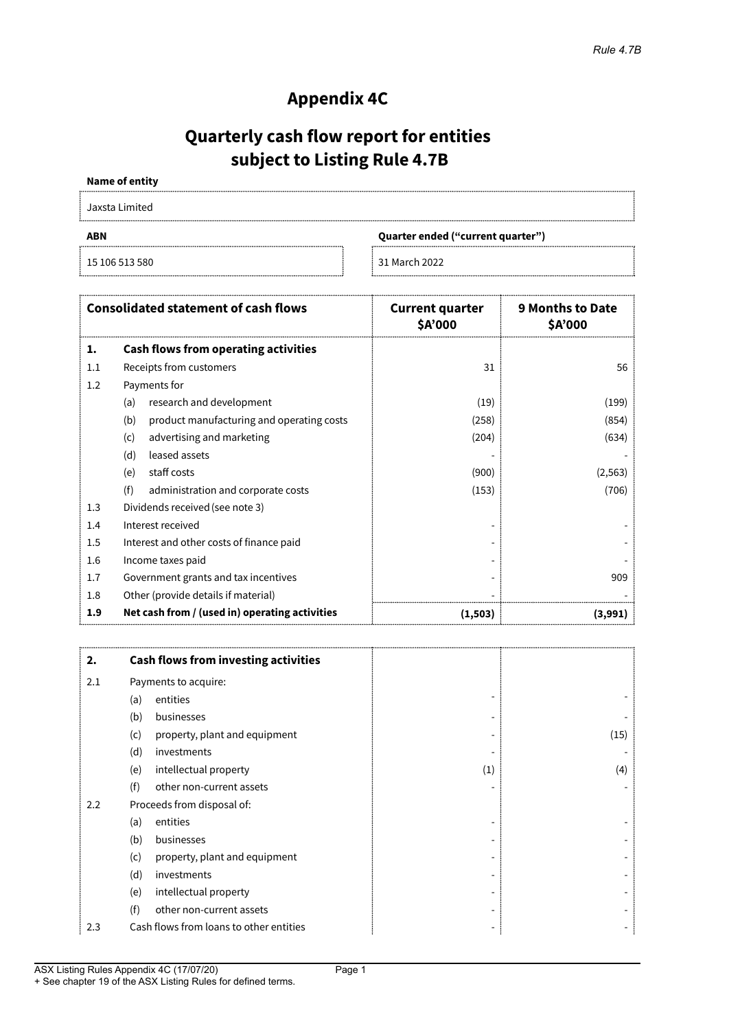# Appendix 4C

# Quarterly cash flow report for entities subject to Listing Rule 4.7B

**Name of entity**

Jaxsta Limited

| ABN | Quarter ended ("current quarter") |
|---|---|
| 15 106 513 580 | 31 March 2022 |

| | Consolidated statement of cash flows | Current quarter $A'000 | 9 Months to Date $A'000 |
|---|---|---|---|
| **1.** | **Cash flows from operating activities** | | |
| 1.1 | Receipts from customers | 31 | 56 |
| 1.2 | Payments for | | |
| | (a) research and development | (19) | (199) |
| | (b) product manufacturing and operating costs | (258) | (854) |
| | (c) advertising and marketing | (204) | (634) |
| | (d) leased assets | - | - |
| | (e) staff costs | (900) | (2,563) |
| | (f) administration and corporate costs | (153) | (706) |
| 1.3 | Dividends received (see note 3) | | |
| 1.4 | Interest received | - | - |
| 1.5 | Interest and other costs of finance paid | - | - |
| 1.6 | Income taxes paid | - | - |
| 1.7 | Government grants and tax incentives | - | 909 |
| 1.8 | Other (provide details if material) | - | - |
| **1.9** | **Net cash from / (used in) operating activities** | **(1,503)** | **(3,991)** |

| | | | |
|---|---|---|---|
| **2.** | **Cash flows from investing activities** | | |
| 2.1 | Payments to acquire: | | |
| | (a) entities | - | - |
| | (b) businesses | - | - |
| | (c) property, plant and equipment | - | (15) |
| | (d) investments | - | - |
| | (e) intellectual property | (1) | (4) |
| | (f) other non-current assets | - | - |
| 2.2 | Proceeds from disposal of: | | |
| | (a) entities | - | - |
| | (b) businesses | - | - |
| | (c) property, plant and equipment | - | - |
| | (d) investments | - | - |
| | (e) intellectual property | - | - |
| | (f) other non-current assets | - | - |
| 2.3 | Cash flows from loans to other entities | - | - |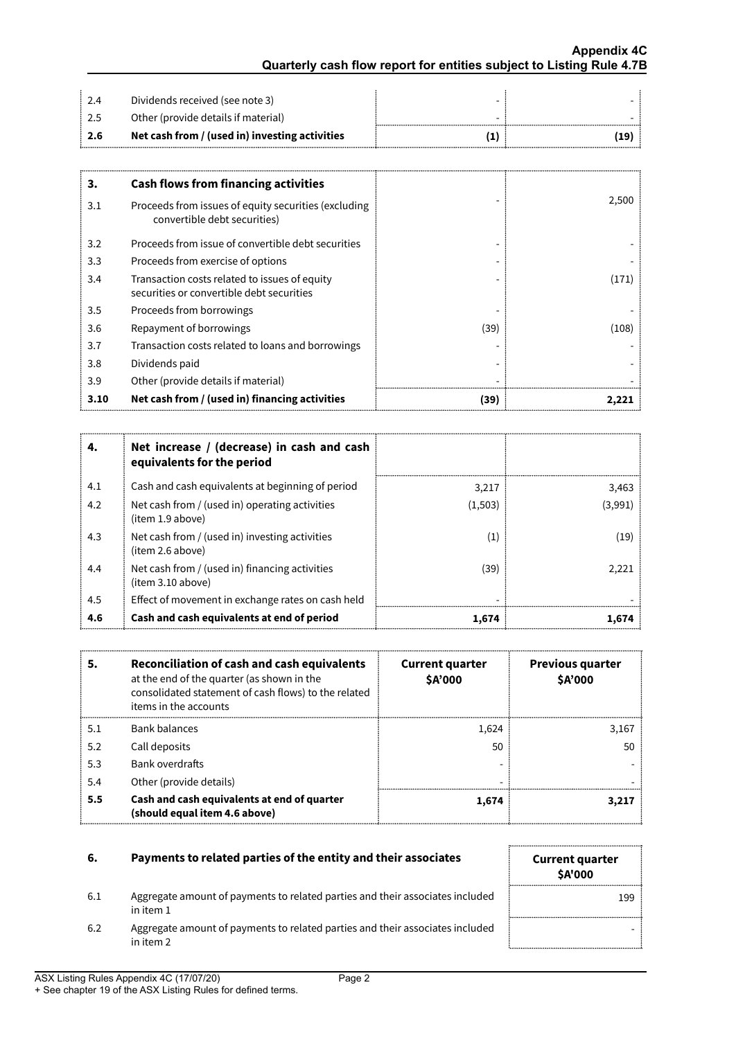| | | | |
|---|---|---|---|
| 2.4 | Dividends received (see note 3) | - | - |
| 2.5 | Other (provide details if material) | - | - |
| **2.6** | **Net cash from / (used in) investing activities** | **(1)** | **(19)** |

| | | | |
|---|---|---|---|
| **3.** | **Cash flows from financing activities** | | |
| 3.1 | Proceeds from issues of equity securities (excluding convertible debt securities) | - | 2,500 |
| 3.2 | Proceeds from issue of convertible debt securities | - | - |
| 3.3 | Proceeds from exercise of options | - | - |
| 3.4 | Transaction costs related to issues of equity securities or convertible debt securities | - | (171) |
| 3.5 | Proceeds from borrowings | - | - |
| 3.6 | Repayment of borrowings | (39) | (108) |
| 3.7 | Transaction costs related to loans and borrowings | - | - |
| 3.8 | Dividends paid | - | - |
| 3.9 | Other (provide details if material) | - | - |
| **3.10** | **Net cash from / (used in) financing activities** | **(39)** | **2,221** |

| | | | |
|---|---|---|---|
| **4.** | **Net increase / (decrease) in cash and cash equivalents for the period** | | |
| 4.1 | Cash and cash equivalents at beginning of period | 3,217 | 3,463 |
| 4.2 | Net cash from / (used in) operating activities (item 1.9 above) | (1,503) | (3,991) |
| 4.3 | Net cash from / (used in) investing activities (item 2.6 above) | (1) | (19) |
| 4.4 | Net cash from / (used in) financing activities (item 3.10 above) | (39) | 2,221 |
| 4.5 | Effect of movement in exchange rates on cash held | - | - |
| **4.6** | **Cash and cash equivalents at end of period** | **1,674** | **1,674** |

| **5.** | **Reconciliation of cash and cash equivalents** at the end of the quarter (as shown in the consolidated statement of cash flows) to the related items in the accounts | **Current quarter $A'000** | **Previous quarter $A'000** |
|---|---|---|---|
| 5.1 | Bank balances | 1,624 | 3,167 |
| 5.2 | Call deposits | 50 | 50 |
| 5.3 | Bank overdrafts | - | - |
| 5.4 | Other (provide details) | - | - |
| **5.5** | **Cash and cash equivalents at end of quarter (should equal item 4.6 above)** | **1,674** | **3,217** |

| **6.** | **Payments to related parties of the entity and their associates** | **Current quarter $A'000** |
|---|---|---|
| 6.1 | Aggregate amount of payments to related parties and their associates included in item 1 | 199 |
| 6.2 | Aggregate amount of payments to related parties and their associates included in item 2 | - |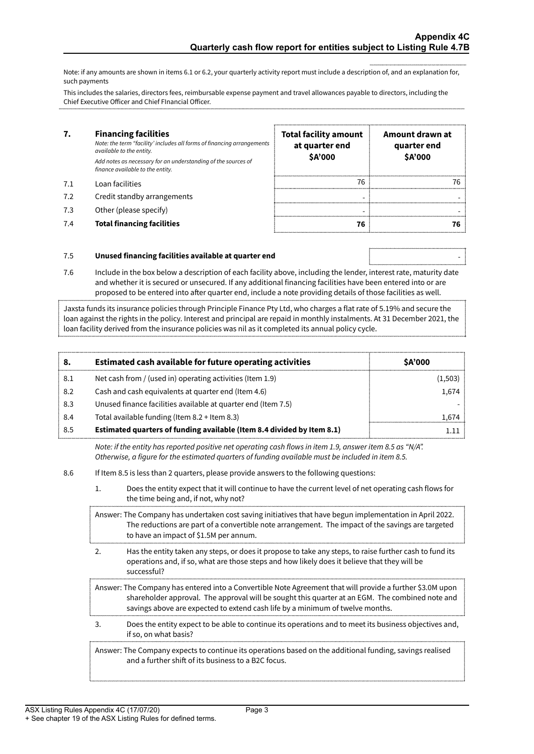Note: if any amounts are shown in items 6.1 or 6.2, your quarterly activity report must include a description of, and an explanation for, such payments

This includes the salaries, directors fees, reimbursable expense payment and travel allowances payable to directors, including the Chief Executive Officer and Chief FInancial Officer.

| 7. | **Financing facilities**<br>*Note: the term "facility' includes all forms of financing arrangements available to the entity.*<br>*Add notes as necessary for an understanding of the sources of finance available to the entity.* | **Total facility amount at quarter end $A'000** | **Amount drawn at quarter end $A'000** |
|---|---|---|---|
| 7.1 | Loan facilities | 76 | 76 |
| 7.2 | Credit standby arrangements | - | - |
| 7.3 | Other (please specify) | - | - |
| 7.4 | **Total financing facilities** | **76** | **76** |

| | | |
|---|---|---|
| 7.5 | **Unused financing facilities available at quarter end** | - |

7.6 Include in the box below a description of each facility above, including the lender, interest rate, maturity date and whether it is secured or unsecured. If any additional financing facilities have been entered into or are proposed to be entered into after quarter end, include a note providing details of those facilities as well.

Jaxsta funds its insurance policies through Principle Finance Pty Ltd, who charges a flat rate of 5.19% and secure the loan against the rights in the policy. Interest and principal are repaid in monthly instalments. At 31 December 2021, the loan facility derived from the insurance policies was nil as it completed its annual policy cycle.

| 8. | **Estimated cash available for future operating activities** | **$A'000** |
|---|---|---|
| 8.1 | Net cash from / (used in) operating activities (Item 1.9) | (1,503) |
| 8.2 | Cash and cash equivalents at quarter end (Item 4.6) | 1,674 |
| 8.3 | Unused finance facilities available at quarter end (Item 7.5) | - |
| 8.4 | Total available funding (Item 8.2 + Item 8.3) | 1,674 |
| 8.5 | **Estimated quarters of funding available (Item 8.4 divided by Item 8.1)** | 1.11 |

*Note: if the entity has reported positive net operating cash flows in item 1.9, answer item 8.5 as "N/A". Otherwise, a figure for the estimated quarters of funding available must be included in item 8.5.*

8.6 If Item 8.5 is less than 2 quarters, please provide answers to the following questions:

1. Does the entity expect that it will continue to have the current level of net operating cash flows for the time being and, if not, why not?

Answer: The Company has undertaken cost saving initiatives that have begun implementation in April 2022. The reductions are part of a convertible note arrangement. The impact of the savings are targeted to have an impact of $1.5M per annum.

2. Has the entity taken any steps, or does it propose to take any steps, to raise further cash to fund its operations and, if so, what are those steps and how likely does it believe that they will be successful?

Answer: The Company has entered into a Convertible Note Agreement that will provide a further $3.0M upon shareholder approval. The approval will be sought this quarter at an EGM. The combined note and savings above are expected to extend cash life by a minimum of twelve months.

3. Does the entity expect to be able to continue its operations and to meet its business objectives and, if so, on what basis?

Answer: The Company expects to continue its operations based on the additional funding, savings realised and a further shift of its business to a B2C focus.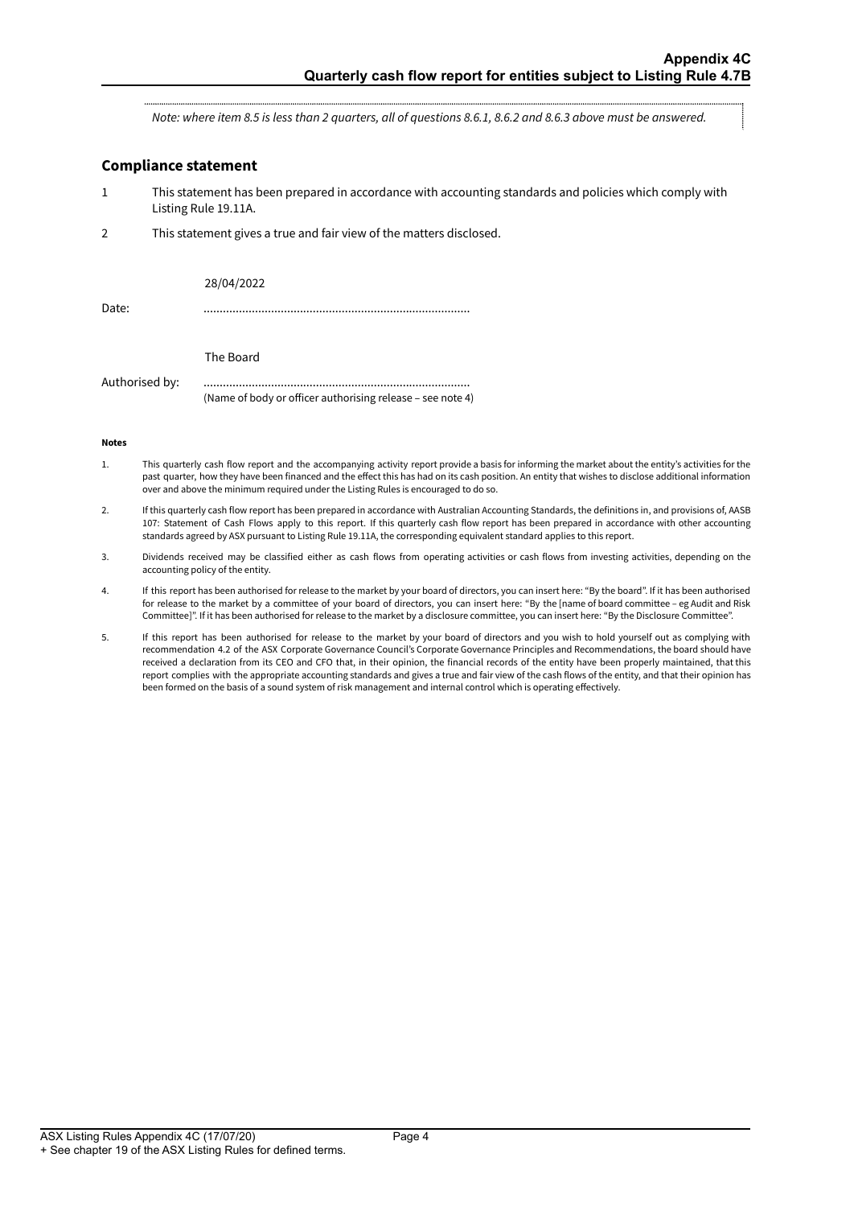*Note: where item 8.5 is less than 2 quarters, all of questions 8.6.1, 8.6.2 and 8.6.3 above must be answered.*

## Compliance statement

1 This statement has been prepared in accordance with accounting standards and policies which comply with Listing Rule 19.11A.

2 This statement gives a true and fair view of the matters disclosed.

Date: 28/04/2022

Authorised by: The Board
(Name of body or officer authorising release – see note 4)

#### Notes

1. This quarterly cash flow report and the accompanying activity report provide a basis for informing the market about the entity's activities for the past quarter, how they have been financed and the effect this has had on its cash position. An entity that wishes to disclose additional information over and above the minimum required under the Listing Rules is encouraged to do so.
2. If this quarterly cash flow report has been prepared in accordance with Australian Accounting Standards, the definitions in, and provisions of, AASB 107: Statement of Cash Flows apply to this report. If this quarterly cash flow report has been prepared in accordance with other accounting standards agreed by ASX pursuant to Listing Rule 19.11A, the corresponding equivalent standard applies to this report.
3. Dividends received may be classified either as cash flows from operating activities or cash flows from investing activities, depending on the accounting policy of the entity.
4. If this report has been authorised for release to the market by your board of directors, you can insert here: "By the board". If it has been authorised for release to the market by a committee of your board of directors, you can insert here: "By the [name of board committee – eg Audit and Risk Committee]". If it has been authorised for release to the market by a disclosure committee, you can insert here: "By the Disclosure Committee".
5. If this report has been authorised for release to the market by your board of directors and you wish to hold yourself out as complying with recommendation 4.2 of the ASX Corporate Governance Council's Corporate Governance Principles and Recommendations, the board should have received a declaration from its CEO and CFO that, in their opinion, the financial records of the entity have been properly maintained, that this report complies with the appropriate accounting standards and gives a true and fair view of the cash flows of the entity, and that their opinion has been formed on the basis of a sound system of risk management and internal control which is operating effectively.